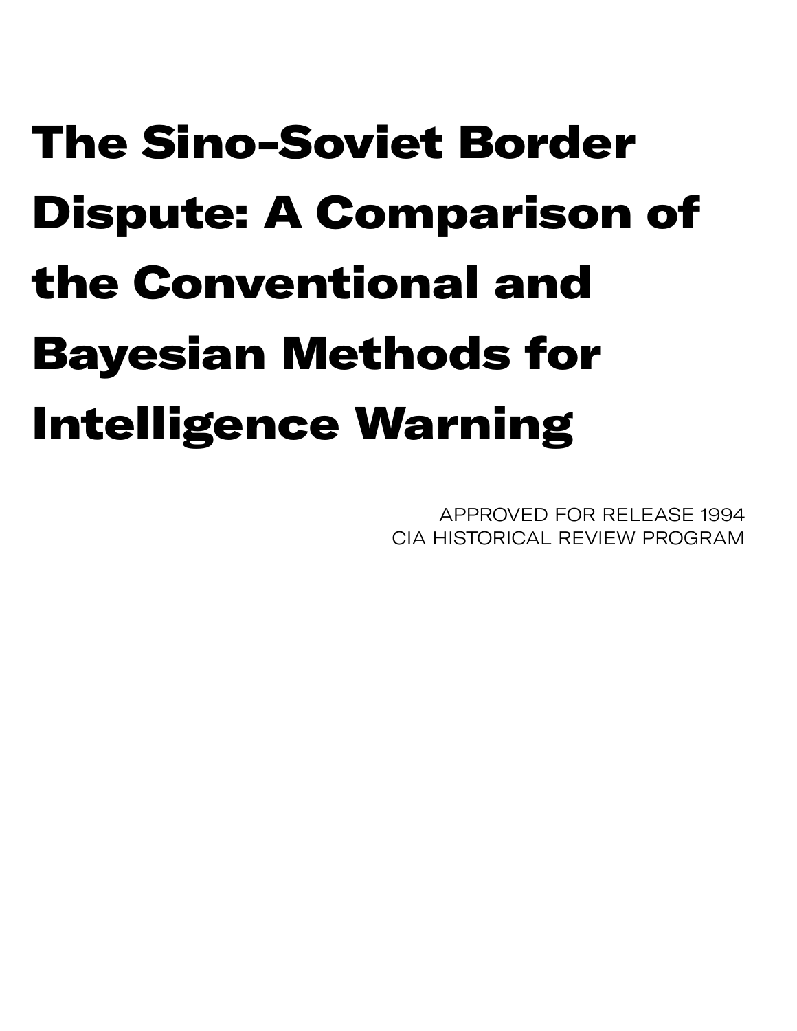# The Sino-Soviet Border Dispute: A Comparison of the Conventional and Bayesian Methods for Intelligence Warning

APPROVED FOR RELEASE 1994
CIA HISTORICAL REVIEW PROGRAM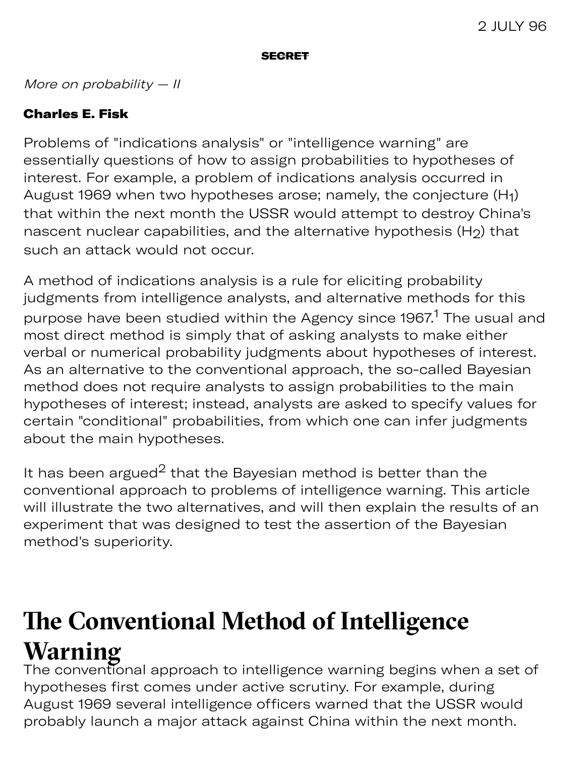**SECRET**

*More on probability — II*

**Charles E. Fisk**

Problems of "indications analysis" or "intelligence warning" are essentially questions of how to assign probabilities to hypotheses of interest. For example, a problem of indications analysis occurred in August 1969 when two hypotheses arose; namely, the conjecture ($H_1$) that within the next month the USSR would attempt to destroy China's nascent nuclear capabilities, and the alternative hypothesis ($H_2$) that such an attack would not occur.

A method of indications analysis is a rule for eliciting probability judgments from intelligence analysts, and alternative methods for this purpose have been studied within the Agency since 1967.[1] The usual and most direct method is simply that of asking analysts to make either verbal or numerical probability judgments about hypotheses of interest. As an alternative to the conventional approach, the so-called Bayesian method does not require analysts to assign probabilities to the main hypotheses of interest; instead, analysts are asked to specify values for certain "conditional" probabilities, from which one can infer judgments about the main hypotheses.

It has been argued[2] that the Bayesian method is better than the conventional approach to problems of intelligence warning. This article will illustrate the two alternatives, and will then explain the results of an experiment that was designed to test the assertion of the Bayesian method's superiority.

# The Conventional Method of Intelligence Warning

The conventional approach to intelligence warning begins when a set of hypotheses first comes under active scrutiny. For example, during August 1969 several intelligence officers warned that the USSR would probably launch a major attack against China within the next month.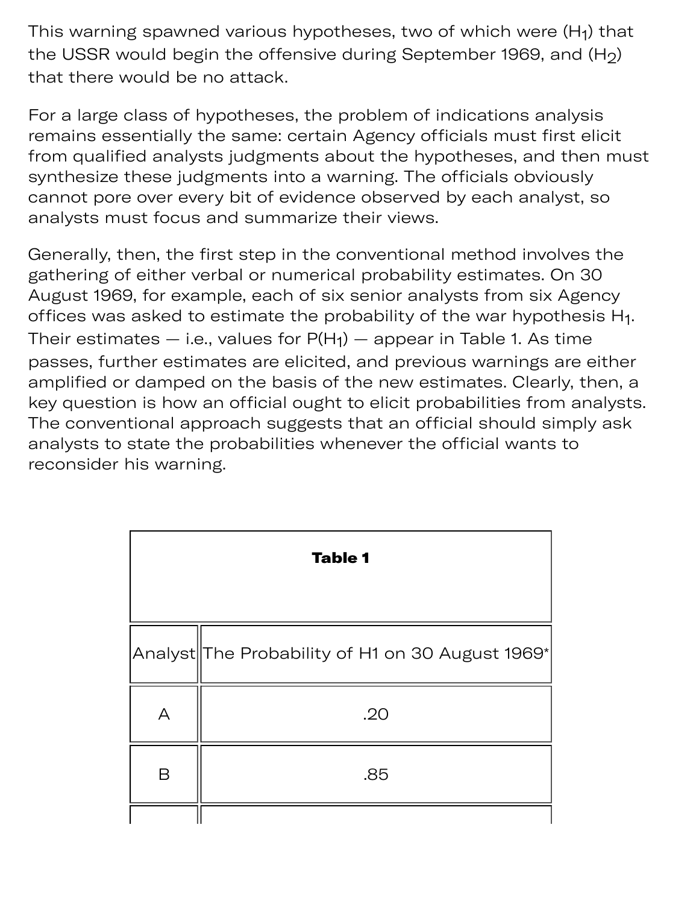This warning spawned various hypotheses, two of which were ($H_1$) that the USSR would begin the offensive during September 1969, and ($H_2$) that there would be no attack.

For a large class of hypotheses, the problem of indications analysis remains essentially the same: certain Agency officials must first elicit from qualified analysts judgments about the hypotheses, and then must synthesize these judgments into a warning. The officials obviously cannot pore over every bit of evidence observed by each analyst, so analysts must focus and summarize their views.

Generally, then, the first step in the conventional method involves the gathering of either verbal or numerical probability estimates. On 30 August 1969, for example, each of six senior analysts from six Agency offices was asked to estimate the probability of the war hypothesis $H_1$. Their estimates — i.e., values for $P(H_1)$ — appear in Table 1. As time passes, further estimates are elicited, and previous warnings are either amplified or damped on the basis of the new estimates. Clearly, then, a key question is how an official ought to elicit probabilities from analysts. The conventional approach suggests that an official should simply ask analysts to state the probabilities whenever the official wants to reconsider his warning.

**Table 1**

| Analyst | The Probability of H1 on 30 August 1969* |
|---|---|
| A | .20 |
| B | .85 |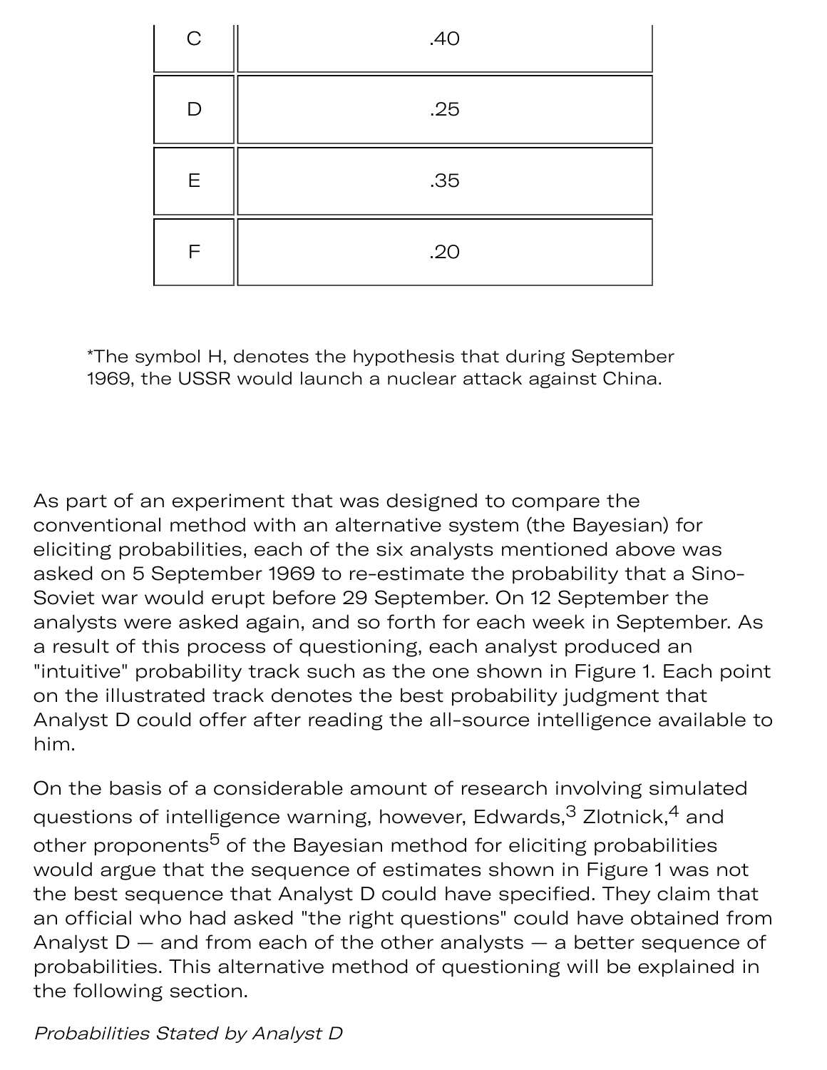| | |
|---|---|
| C | .40 |
| D | .25 |
| E | .35 |
| F | .20 |

*The symbol H, denotes the hypothesis that during September 1969, the USSR would launch a nuclear attack against China.

As part of an experiment that was designed to compare the conventional method with an alternative system (the Bayesian) for eliciting probabilities, each of the six analysts mentioned above was asked on 5 September 1969 to re-estimate the probability that a Sino-Soviet war would erupt before 29 September. On 12 September the analysts were asked again, and so forth for each week in September. As a result of this process of questioning, each analyst produced an "intuitive" probability track such as the one shown in Figure 1. Each point on the illustrated track denotes the best probability judgment that Analyst D could offer after reading the all-source intelligence available to him.

On the basis of a considerable amount of research involving simulated questions of intelligence warning, however, Edwards,[3] Zlotnick,[4] and other proponents[5] of the Bayesian method for eliciting probabilities would argue that the sequence of estimates shown in Figure 1 was not the best sequence that Analyst D could have specified. They claim that an official who had asked "the right questions" could have obtained from Analyst D — and from each of the other analysts — a better sequence of probabilities. This alternative method of questioning will be explained in the following section.

*Probabilities Stated by Analyst D*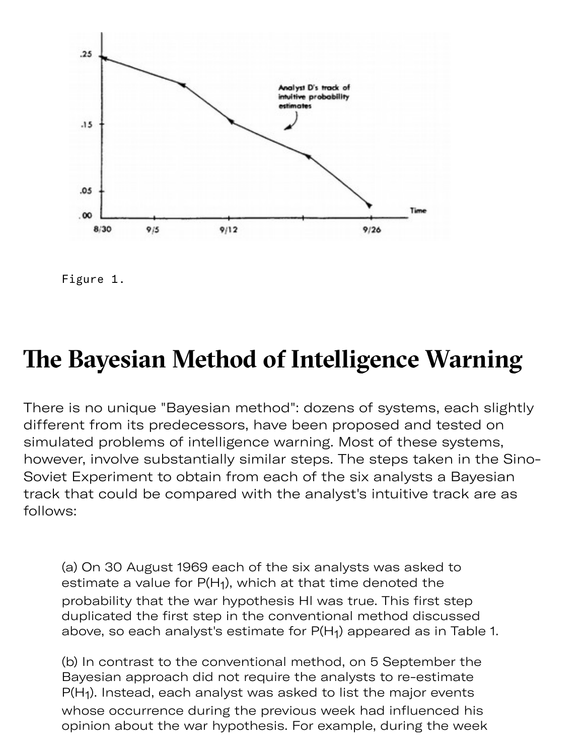Figure 1.

# The Bayesian Method of Intelligence Warning

There is no unique "Bayesian method": dozens of systems, each slightly different from its predecessors, have been proposed and tested on simulated problems of intelligence warning. Most of these systems, however, involve substantially similar steps. The steps taken in the Sino-Soviet Experiment to obtain from each of the six analysts a Bayesian track that could be compared with the analyst's intuitive track are as follows:

> (a) On 30 August 1969 each of the six analysts was asked to estimate a value for $P(H_1)$, which at that time denoted the probability that the war hypothesis HI was true. This first step duplicated the first step in the conventional method discussed above, so each analyst's estimate for $P(H_1)$ appeared as in Table 1.
>
> (b) In contrast to the conventional method, on 5 September the Bayesian approach did not require the analysts to re-estimate $P(H_1)$. Instead, each analyst was asked to list the major events whose occurrence during the previous week had influenced his opinion about the war hypothesis. For example, during the week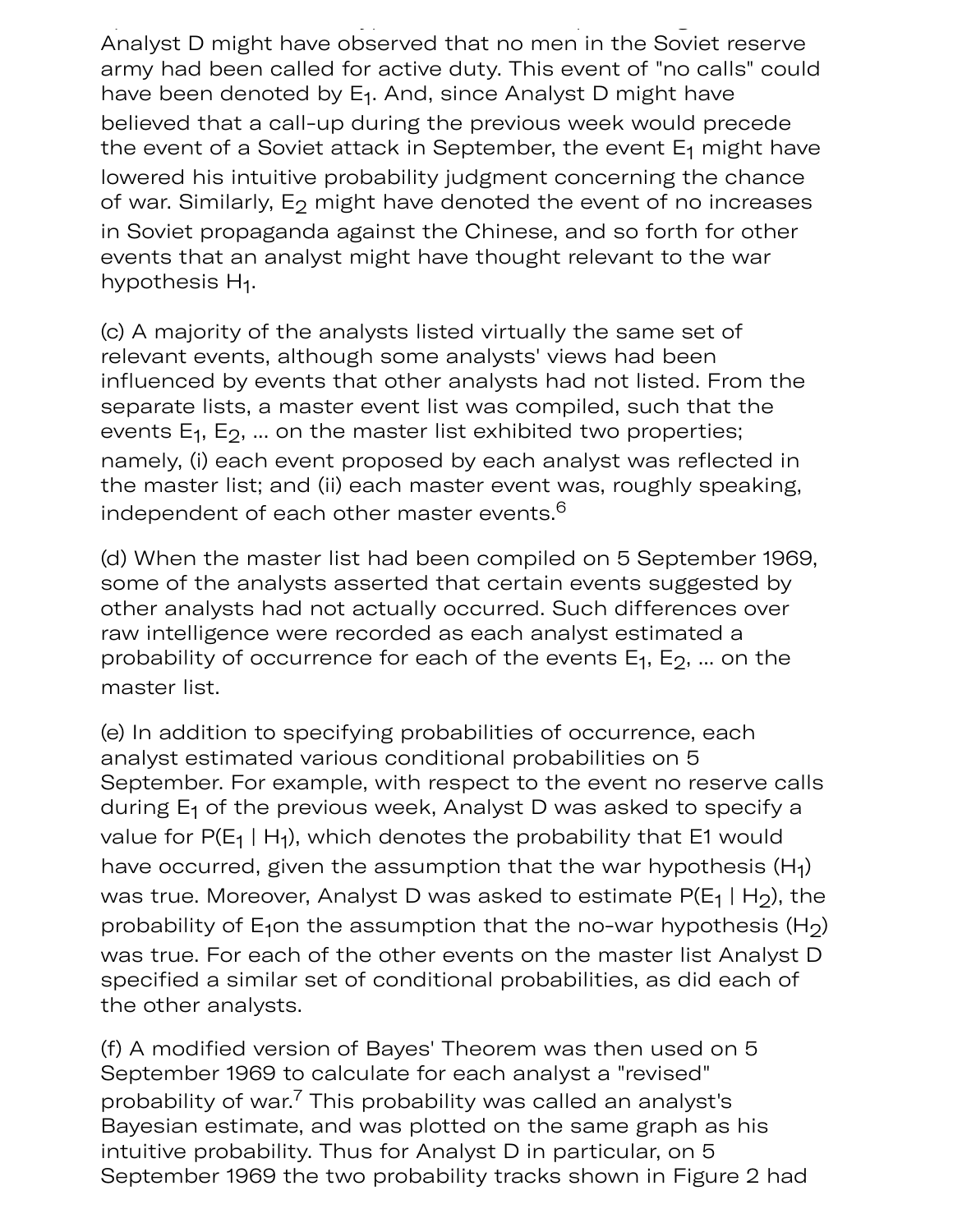Analyst D might have observed that no men in the Soviet reserve army had been called for active duty. This event of "no calls" could have been denoted by $E_1$. And, since Analyst D might have believed that a call-up during the previous week would precede the event of a Soviet attack in September, the event $E_1$ might have lowered his intuitive probability judgment concerning the chance of war. Similarly, $E_2$ might have denoted the event of no increases in Soviet propaganda against the Chinese, and so forth for other events that an analyst might have thought relevant to the war hypothesis $H_1$.

(c) A majority of the analysts listed virtually the same set of relevant events, although some analysts' views had been influenced by events that other analysts had not listed. From the separate lists, a master event list was compiled, such that the events $E_1$, $E_2$, ... on the master list exhibited two properties; namely, (i) each event proposed by each analyst was reflected in the master list; and (ii) each master event was, roughly speaking, independent of each other master events.[6]

(d) When the master list had been compiled on 5 September 1969, some of the analysts asserted that certain events suggested by other analysts had not actually occurred. Such differences over raw intelligence were recorded as each analyst estimated a probability of occurrence for each of the events $E_1$, $E_2$, ... on the master list.

(e) In addition to specifying probabilities of occurrence, each analyst estimated various conditional probabilities on 5 September. For example, with respect to the event no reserve calls during $E_1$ of the previous week, Analyst D was asked to specify a value for $P(E_1 \mid H_1)$, which denotes the probability that E1 would have occurred, given the assumption that the war hypothesis ($H_1$) was true. Moreover, Analyst D was asked to estimate $P(E_1 \mid H_2)$, the probability of $E_1$on the assumption that the no-war hypothesis ($H_2$) was true. For each of the other events on the master list Analyst D specified a similar set of conditional probabilities, as did each of the other analysts.

(f) A modified version of Bayes' Theorem was then used on 5 September 1969 to calculate for each analyst a "revised" probability of war.[7] This probability was called an analyst's Bayesian estimate, and was plotted on the same graph as his intuitive probability. Thus for Analyst D in particular, on 5 September 1969 the two probability tracks shown in Figure 2 had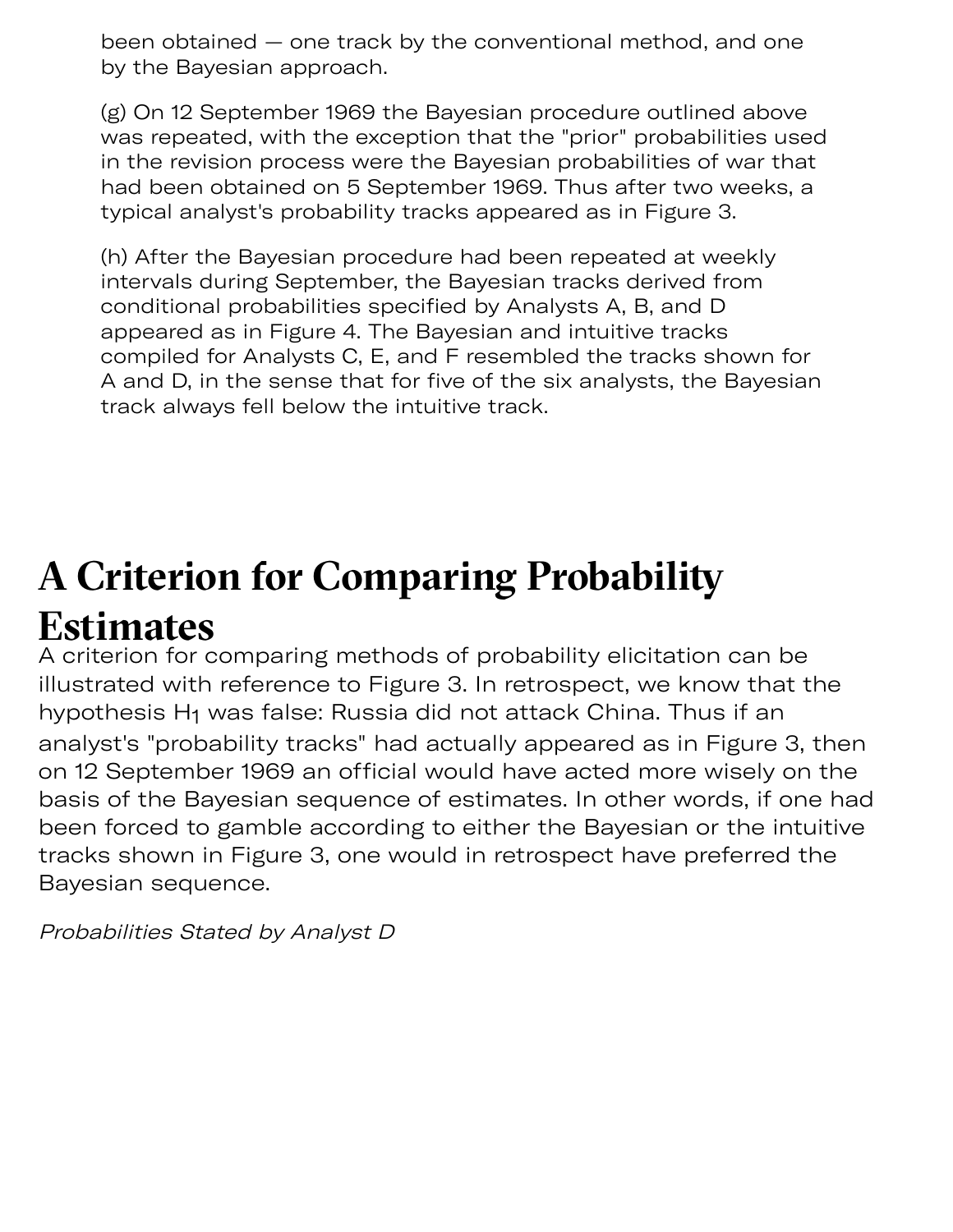been obtained — one track by the conventional method, and one by the Bayesian approach.

(g) On 12 September 1969 the Bayesian procedure outlined above was repeated, with the exception that the "prior" probabilities used in the revision process were the Bayesian probabilities of war that had been obtained on 5 September 1969. Thus after two weeks, a typical analyst's probability tracks appeared as in Figure 3.

(h) After the Bayesian procedure had been repeated at weekly intervals during September, the Bayesian tracks derived from conditional probabilities specified by Analysts A, B, and D appeared as in Figure 4. The Bayesian and intuitive tracks compiled for Analysts C, E, and F resembled the tracks shown for A and D, in the sense that for five of the six analysts, the Bayesian track always fell below the intuitive track.

# A Criterion for Comparing Probability Estimates

A criterion for comparing methods of probability elicitation can be illustrated with reference to Figure 3. In retrospect, we know that the hypothesis $H_1$ was false: Russia did not attack China. Thus if an analyst's "probability tracks" had actually appeared as in Figure 3, then on 12 September 1969 an official would have acted more wisely on the basis of the Bayesian sequence of estimates. In other words, if one had been forced to gamble according to either the Bayesian or the intuitive tracks shown in Figure 3, one would in retrospect have preferred the Bayesian sequence.

*Probabilities Stated by Analyst D*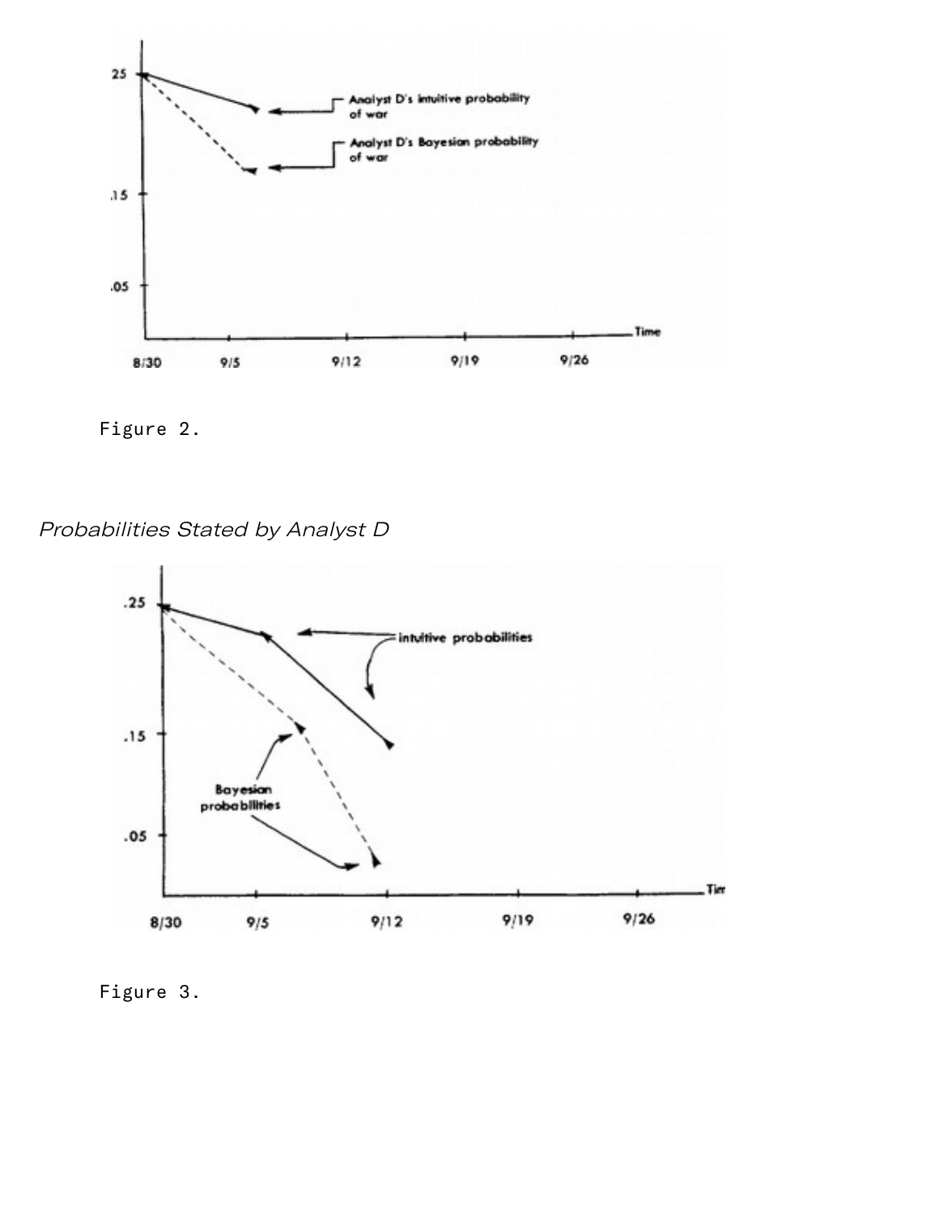Figure 2.

*Probabilities Stated by Analyst D*

Figure 3.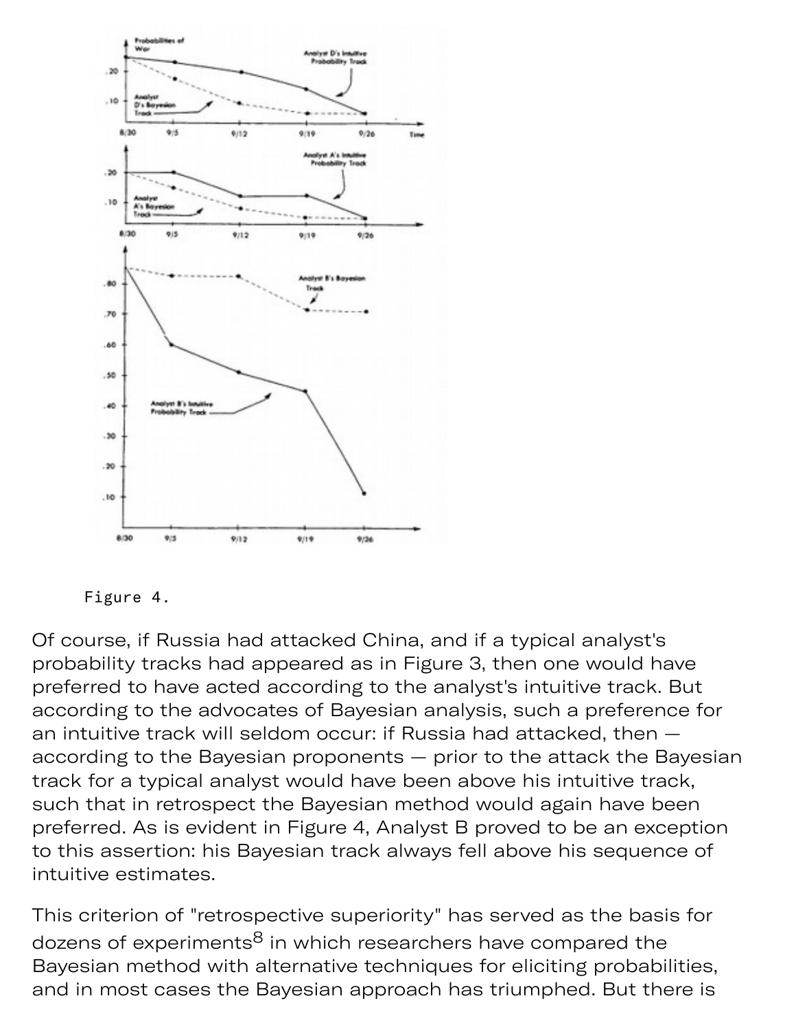Figure 4.

Of course, if Russia had attacked China, and if a typical analyst's probability tracks had appeared as in Figure 3, then one would have preferred to have acted according to the analyst's intuitive track. But according to the advocates of Bayesian analysis, such a preference for an intuitive track will seldom occur: if Russia had attacked, then — according to the Bayesian proponents — prior to the attack the Bayesian track for a typical analyst would have been above his intuitive track, such that in retrospect the Bayesian method would again have been preferred. As is evident in Figure 4, Analyst B proved to be an exception to this assertion: his Bayesian track always fell above his sequence of intuitive estimates.

This criterion of "retrospective superiority" has served as the basis for dozens of experiments[8] in which researchers have compared the Bayesian method with alternative techniques for eliciting probabilities, and in most cases the Bayesian approach has triumphed. But there is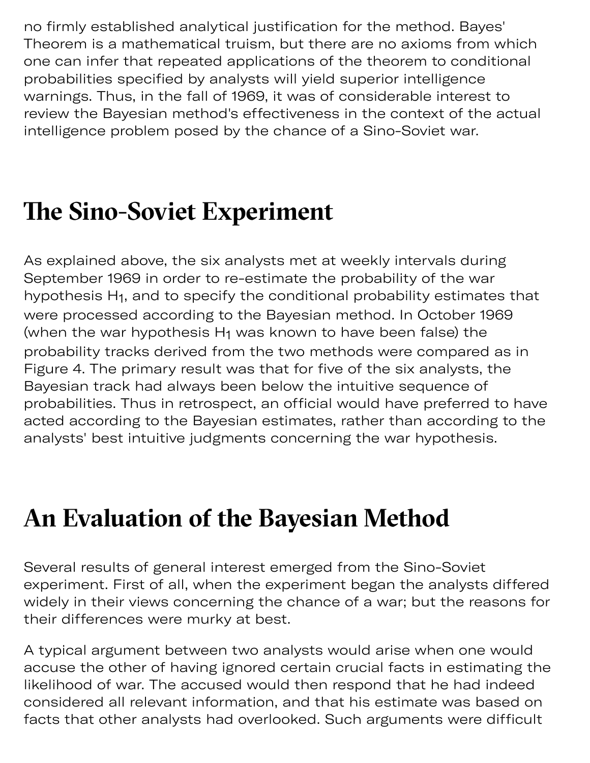no firmly established analytical justification for the method. Bayes' Theorem is a mathematical truism, but there are no axioms from which one can infer that repeated applications of the theorem to conditional probabilities specified by analysts will yield superior intelligence warnings. Thus, in the fall of 1969, it was of considerable interest to review the Bayesian method's effectiveness in the context of the actual intelligence problem posed by the chance of a Sino-Soviet war.

## The Sino-Soviet Experiment

As explained above, the six analysts met at weekly intervals during September 1969 in order to re-estimate the probability of the war hypothesis $H_1$, and to specify the conditional probability estimates that were processed according to the Bayesian method. In October 1969 (when the war hypothesis $H_1$ was known to have been false) the probability tracks derived from the two methods were compared as in Figure 4. The primary result was that for five of the six analysts, the Bayesian track had always been below the intuitive sequence of probabilities. Thus in retrospect, an official would have preferred to have acted according to the Bayesian estimates, rather than according to the analysts' best intuitive judgments concerning the war hypothesis.

## An Evaluation of the Bayesian Method

Several results of general interest emerged from the Sino-Soviet experiment. First of all, when the experiment began the analysts differed widely in their views concerning the chance of a war; but the reasons for their differences were murky at best.

A typical argument between two analysts would arise when one would accuse the other of having ignored certain crucial facts in estimating the likelihood of war. The accused would then respond that he had indeed considered all relevant information, and that his estimate was based on facts that other analysts had overlooked. Such arguments were difficult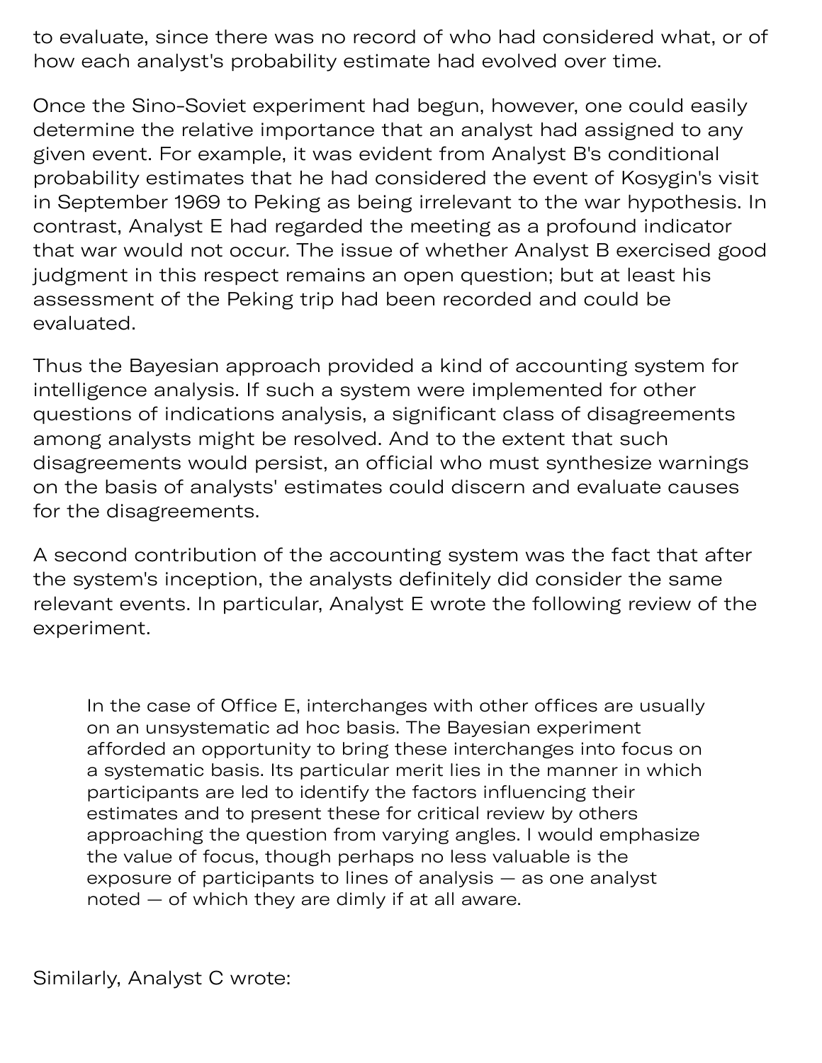to evaluate, since there was no record of who had considered what, or of how each analyst's probability estimate had evolved over time.

Once the Sino-Soviet experiment had begun, however, one could easily determine the relative importance that an analyst had assigned to any given event. For example, it was evident from Analyst B's conditional probability estimates that he had considered the event of Kosygin's visit in September 1969 to Peking as being irrelevant to the war hypothesis. In contrast, Analyst E had regarded the meeting as a profound indicator that war would not occur. The issue of whether Analyst B exercised good judgment in this respect remains an open question; but at least his assessment of the Peking trip had been recorded and could be evaluated.

Thus the Bayesian approach provided a kind of accounting system for intelligence analysis. If such a system were implemented for other questions of indications analysis, a significant class of disagreements among analysts might be resolved. And to the extent that such disagreements would persist, an official who must synthesize warnings on the basis of analysts' estimates could discern and evaluate causes for the disagreements.

A second contribution of the accounting system was the fact that after the system's inception, the analysts definitely did consider the same relevant events. In particular, Analyst E wrote the following review of the experiment.

> In the case of Office E, interchanges with other offices are usually on an unsystematic ad hoc basis. The Bayesian experiment afforded an opportunity to bring these interchanges into focus on a systematic basis. Its particular merit lies in the manner in which participants are led to identify the factors influencing their estimates and to present these for critical review by others approaching the question from varying angles. I would emphasize the value of focus, though perhaps no less valuable is the exposure of participants to lines of analysis — as one analyst noted — of which they are dimly if at all aware.

Similarly, Analyst C wrote: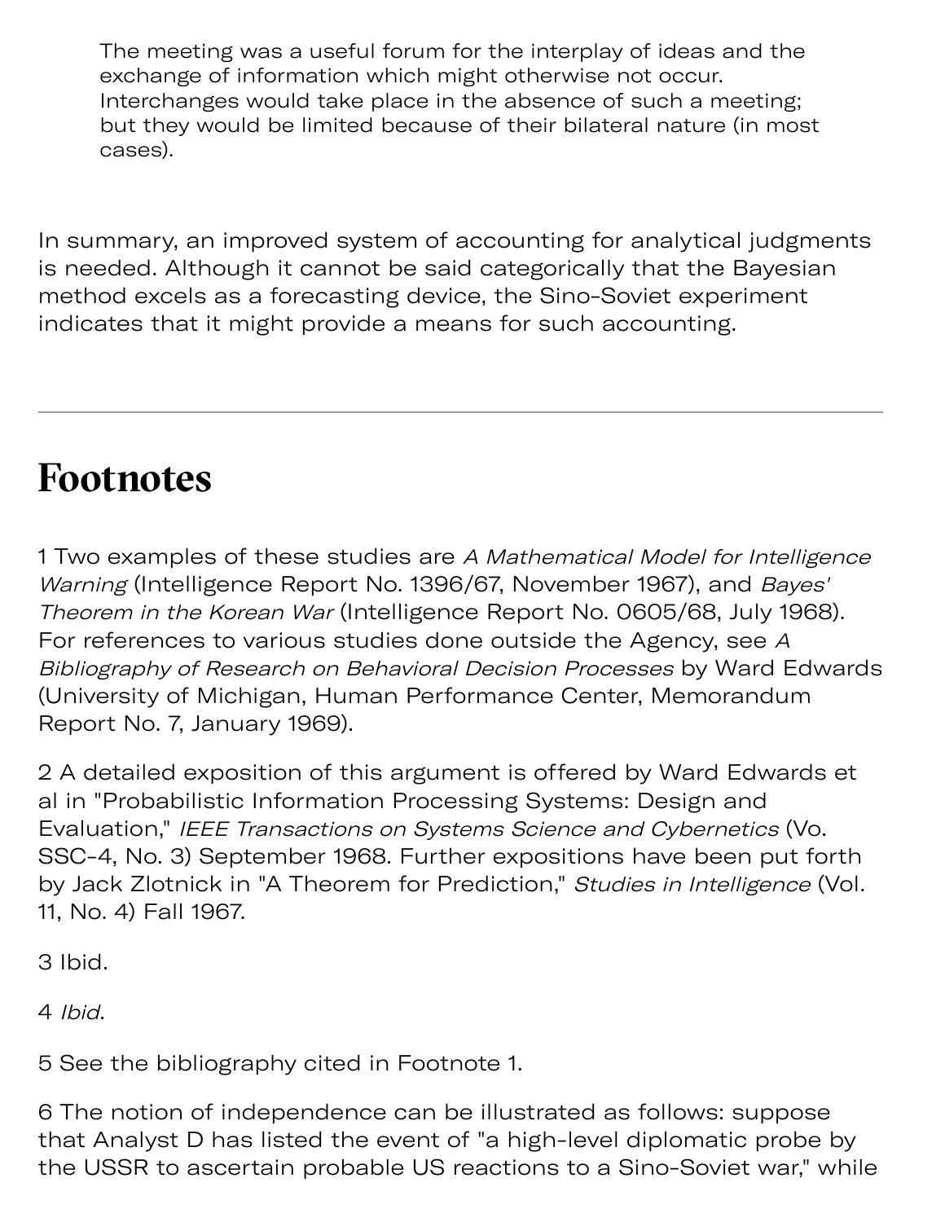> The meeting was a useful forum for the interplay of ideas and the exchange of information which might otherwise not occur. Interchanges would take place in the absence of such a meeting; but they would be limited because of their bilateral nature (in most cases).

In summary, an improved system of accounting for analytical judgments is needed. Although it cannot be said categorically that the Bayesian method excels as a forecasting device, the Sino-Soviet experiment indicates that it might provide a means for such accounting.

---

# Footnotes

1 Two examples of these studies are *A Mathematical Model for Intelligence Warning* (Intelligence Report No. 1396/67, November 1967), and *Bayes' Theorem in the Korean War* (Intelligence Report No. 0605/68, July 1968). For references to various studies done outside the Agency, see *A Bibliography of Research on Behavioral Decision Processes* by Ward Edwards (University of Michigan, Human Performance Center, Memorandum Report No. 7, January 1969).

2 A detailed exposition of this argument is offered by Ward Edwards et al in "Probabilistic Information Processing Systems: Design and Evaluation," *IEEE Transactions on Systems Science and Cybernetics* (Vo. SSC-4, No. 3) September 1968. Further expositions have been put forth by Jack Zlotnick in "A Theorem for Prediction," *Studies in Intelligence* (Vol. 11, No. 4) Fall 1967.

3 Ibid.

4 *Ibid*.

5 See the bibliography cited in Footnote 1.

6 The notion of independence can be illustrated as follows: suppose that Analyst D has listed the event of "a high-level diplomatic probe by the USSR to ascertain probable US reactions to a Sino-Soviet war," while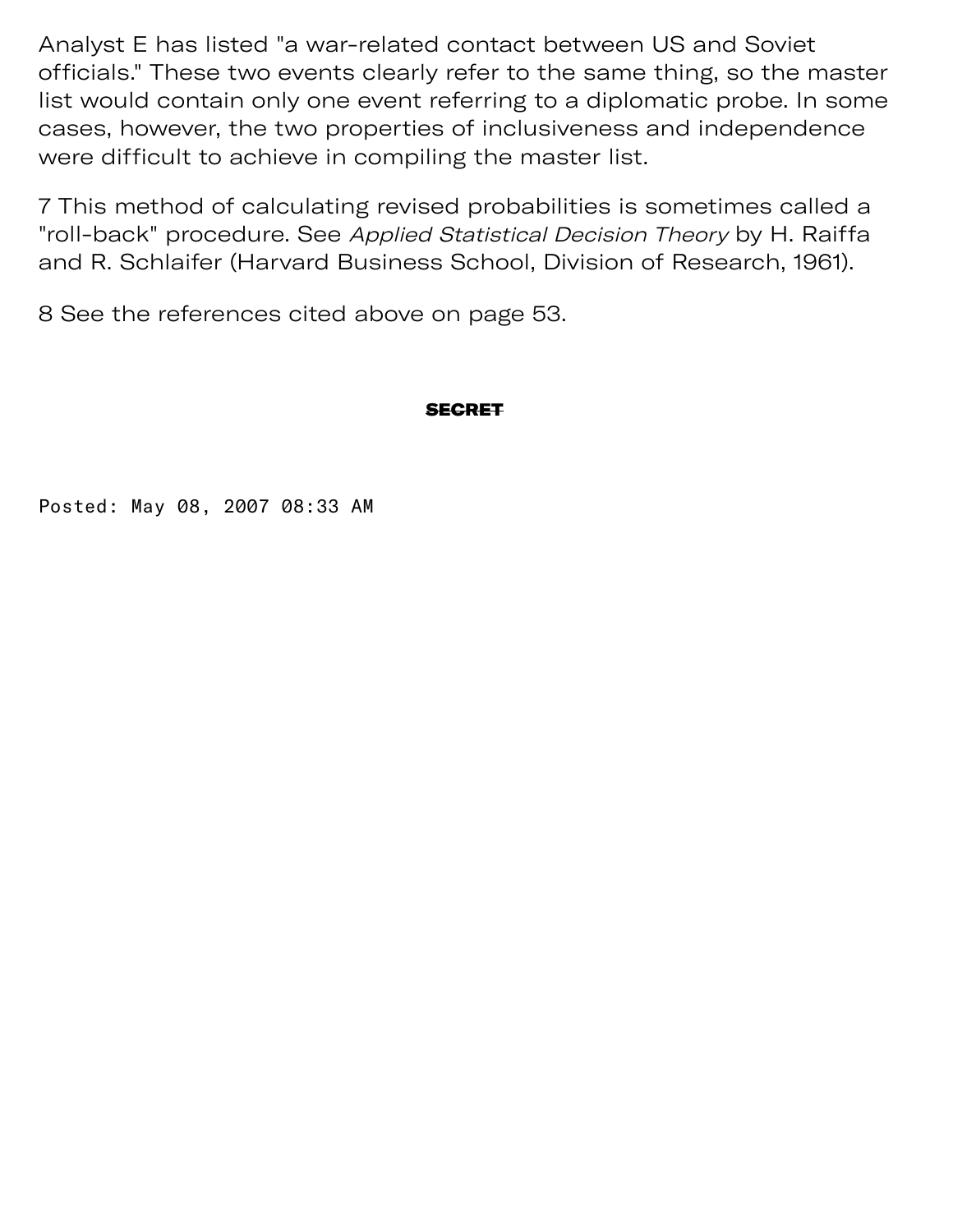Analyst E has listed "a war-related contact between US and Soviet officials." These two events clearly refer to the same thing, so the master list would contain only one event referring to a diplomatic probe. In some cases, however, the two properties of inclusiveness and independence were difficult to achieve in compiling the master list.

7 This method of calculating revised probabilities is sometimes called a "roll-back" procedure. See *Applied Statistical Decision Theory* by H. Raiffa and R. Schlaifer (Harvard Business School, Division of Research, 1961).

8 See the references cited above on page 53.

~~**SECRET**~~

Posted: May 08, 2007 08:33 AM